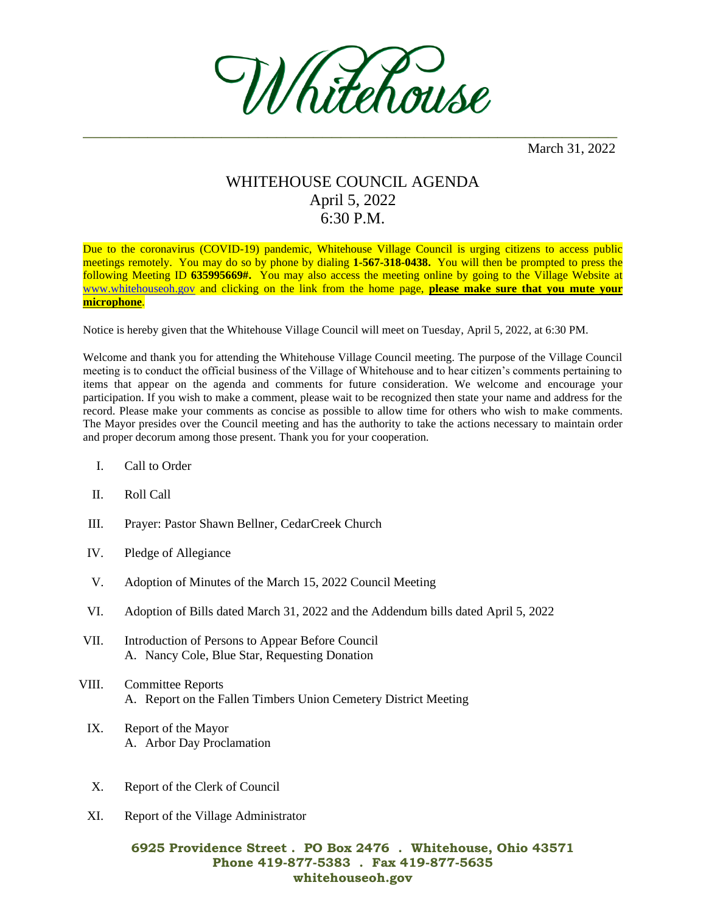# Whitehouse

March 31, 2022

## WHITEHOUSE COUNCIL AGENDA
## April 5, 2022
## 6:30 P.M.

Due to the coronavirus (COVID-19) pandemic, Whitehouse Village Council is urging citizens to access public meetings remotely. You may do so by phone by dialing **1-567-318-0438.** You will then be prompted to press the following Meeting ID **635995669#.** You may also access the meeting online by going to the Village Website at www.whitehouseoh.gov and clicking on the link from the home page, **please make sure that you mute your microphone**.

Notice is hereby given that the Whitehouse Village Council will meet on Tuesday, April 5, 2022, at 6:30 PM.

Welcome and thank you for attending the Whitehouse Village Council meeting. The purpose of the Village Council meeting is to conduct the official business of the Village of Whitehouse and to hear citizen's comments pertaining to items that appear on the agenda and comments for future consideration. We welcome and encourage your participation. If you wish to make a comment, please wait to be recognized then state your name and address for the record. Please make your comments as concise as possible to allow time for others who wish to make comments. The Mayor presides over the Council meeting and has the authority to take the actions necessary to maintain order and proper decorum among those present. Thank you for your cooperation.

I. Call to Order

II. Roll Call

III. Prayer: Pastor Shawn Bellner, CedarCreek Church

IV. Pledge of Allegiance

V. Adoption of Minutes of the March 15, 2022 Council Meeting

VI. Adoption of Bills dated March 31, 2022 and the Addendum bills dated April 5, 2022

VII. Introduction of Persons to Appear Before Council
   A. Nancy Cole, Blue Star, Requesting Donation

VIII. Committee Reports
   A. Report on the Fallen Timbers Union Cemetery District Meeting

IX. Report of the Mayor
   A. Arbor Day Proclamation

X. Report of the Clerk of Council

XI. Report of the Village Administrator

**6925 Providence Street . PO Box 2476 . Whitehouse, Ohio 43571**
**Phone 419-877-5383 . Fax 419-877-5635**
**whitehouseoh.gov**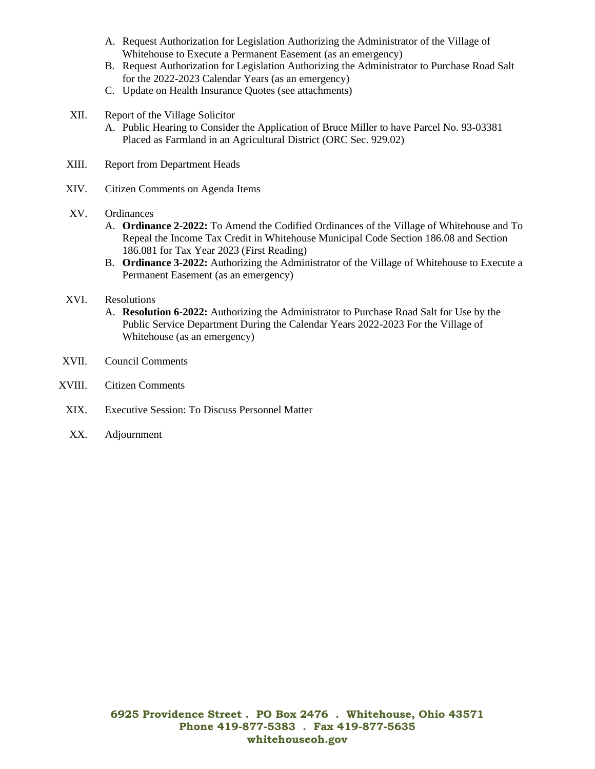A. Request Authorization for Legislation Authorizing the Administrator of the Village of Whitehouse to Execute a Permanent Easement (as an emergency)
B. Request Authorization for Legislation Authorizing the Administrator to Purchase Road Salt for the 2022-2023 Calendar Years (as an emergency)
C. Update on Health Insurance Quotes (see attachments)

XII. Report of the Village Solicitor
A. Public Hearing to Consider the Application of Bruce Miller to have Parcel No. 93-03381 Placed as Farmland in an Agricultural District (ORC Sec. 929.02)

XIII. Report from Department Heads

XIV. Citizen Comments on Agenda Items

XV. Ordinances
A. **Ordinance 2-2022:** To Amend the Codified Ordinances of the Village of Whitehouse and To Repeal the Income Tax Credit in Whitehouse Municipal Code Section 186.08 and Section 186.081 for Tax Year 2023 (First Reading)
B. **Ordinance 3-2022:** Authorizing the Administrator of the Village of Whitehouse to Execute a Permanent Easement (as an emergency)

XVI. Resolutions
A. **Resolution 6-2022:** Authorizing the Administrator to Purchase Road Salt for Use by the Public Service Department During the Calendar Years 2022-2023 For the Village of Whitehouse (as an emergency)

XVII. Council Comments

XVIII. Citizen Comments

XIX. Executive Session: To Discuss Personnel Matter

XX. Adjournment

**6925 Providence Street . PO Box 2476 . Whitehouse, Ohio 43571**
**Phone 419-877-5383 . Fax 419-877-5635**
**whitehouseoh.gov**